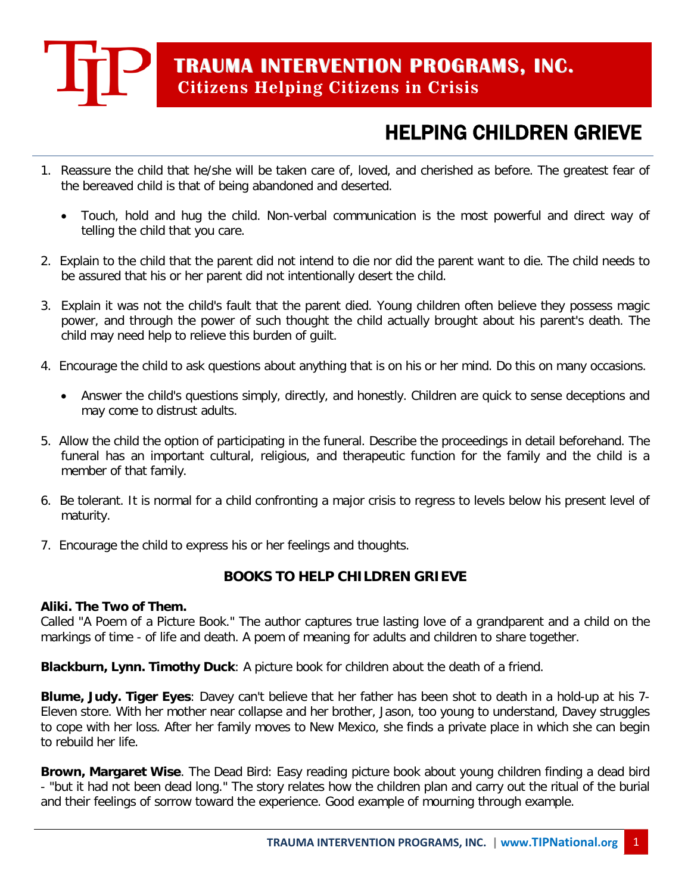# TRAUMA INTERVENTION PROGRAMS, INC.

**Citizens Helping Citizens in Crisis**

## HELPING CHILDREN GRIEVE

1. Reassure the child that he/she will be taken care of, loved, and cherished as before. The greatest fear of the bereaved child is that of being abandoned and deserted.
   - Touch, hold and hug the child. Non-verbal communication is the most powerful and direct way of telling the child that you care.
2. Explain to the child that the parent did not intend to die nor did the parent want to die. The child needs to be assured that his or her parent did not intentionally desert the child.
3. Explain it was not the child's fault that the parent died. Young children often believe they possess magic power, and through the power of such thought the child actually brought about his parent's death. The child may need help to relieve this burden of guilt.
4. Encourage the child to ask questions about anything that is on his or her mind. Do this on many occasions.
   - Answer the child's questions simply, directly, and honestly. Children are quick to sense deceptions and may come to distrust adults.
5. Allow the child the option of participating in the funeral. Describe the proceedings in detail beforehand. The funeral has an important cultural, religious, and therapeutic function for the family and the child is a member of that family.
6. Be tolerant. It is normal for a child confronting a major crisis to regress to levels below his present level of maturity.
7. Encourage the child to express his or her feelings and thoughts.

### BOOKS TO HELP CHILDREN GRIEVE

**Aliki. The Two of Them.**
Called "A Poem of a Picture Book." The author captures true lasting love of a grandparent and a child on the markings of time - of life and death. A poem of meaning for adults and children to share together.

**Blackburn, Lynn. Timothy Duck**: A picture book for children about the death of a friend.

**Blume, Judy. Tiger Eyes**: Davey can't believe that her father has been shot to death in a hold-up at his 7-Eleven store. With her mother near collapse and her brother, Jason, too young to understand, Davey struggles to cope with her loss. After her family moves to New Mexico, she finds a private place in which she can begin to rebuild her life.

**Brown, Margaret Wise**. The Dead Bird: Easy reading picture book about young children finding a dead bird - "but it had not been dead long." The story relates how the children plan and carry out the ritual of the burial and their feelings of sorrow toward the experience. Good example of mourning through example.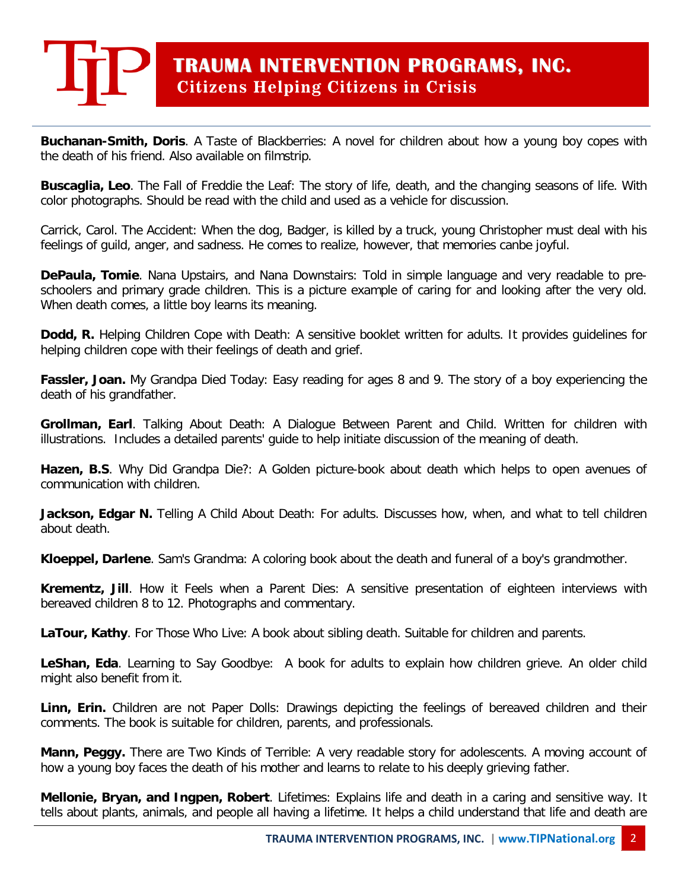**Buchanan-Smith, Doris**. A Taste of Blackberries: A novel for children about how a young boy copes with the death of his friend. Also available on filmstrip.

**Buscaglia, Leo**. The Fall of Freddie the Leaf: The story of life, death, and the changing seasons of life. With color photographs. Should be read with the child and used as a vehicle for discussion.

Carrick, Carol. The Accident: When the dog, Badger, is killed by a truck, young Christopher must deal with his feelings of guild, anger, and sadness. He comes to realize, however, that memories canbe joyful.

**DePaula, Tomie**. Nana Upstairs, and Nana Downstairs: Told in simple language and very readable to pre-schoolers and primary grade children. This is a picture example of caring for and looking after the very old. When death comes, a little boy learns its meaning.

**Dodd, R.** Helping Children Cope with Death: A sensitive booklet written for adults. It provides guidelines for helping children cope with their feelings of death and grief.

**Fassler, Joan.** My Grandpa Died Today: Easy reading for ages 8 and 9. The story of a boy experiencing the death of his grandfather.

**Grollman, Earl**. Talking About Death: A Dialogue Between Parent and Child. Written for children with illustrations. Includes a detailed parents' guide to help initiate discussion of the meaning of death.

**Hazen, B.S**. Why Did Grandpa Die?: A Golden picture-book about death which helps to open avenues of communication with children.

**Jackson, Edgar N.** Telling A Child About Death: For adults. Discusses how, when, and what to tell children about death.

**Kloeppel, Darlene**. Sam's Grandma: A coloring book about the death and funeral of a boy's grandmother.

**Krementz, Jill**. How it Feels when a Parent Dies: A sensitive presentation of eighteen interviews with bereaved children 8 to 12. Photographs and commentary.

**LaTour, Kathy**. For Those Who Live: A book about sibling death. Suitable for children and parents.

**LeShan, Eda**. Learning to Say Goodbye: A book for adults to explain how children grieve. An older child might also benefit from it.

**Linn, Erin.** Children are not Paper Dolls: Drawings depicting the feelings of bereaved children and their comments. The book is suitable for children, parents, and professionals.

**Mann, Peggy.** There are Two Kinds of Terrible: A very readable story for adolescents. A moving account of how a young boy faces the death of his mother and learns to relate to his deeply grieving father.

**Mellonie, Bryan, and Ingpen, Robert**. Lifetimes: Explains life and death in a caring and sensitive way. It tells about plants, animals, and people all having a lifetime. It helps a child understand that life and death are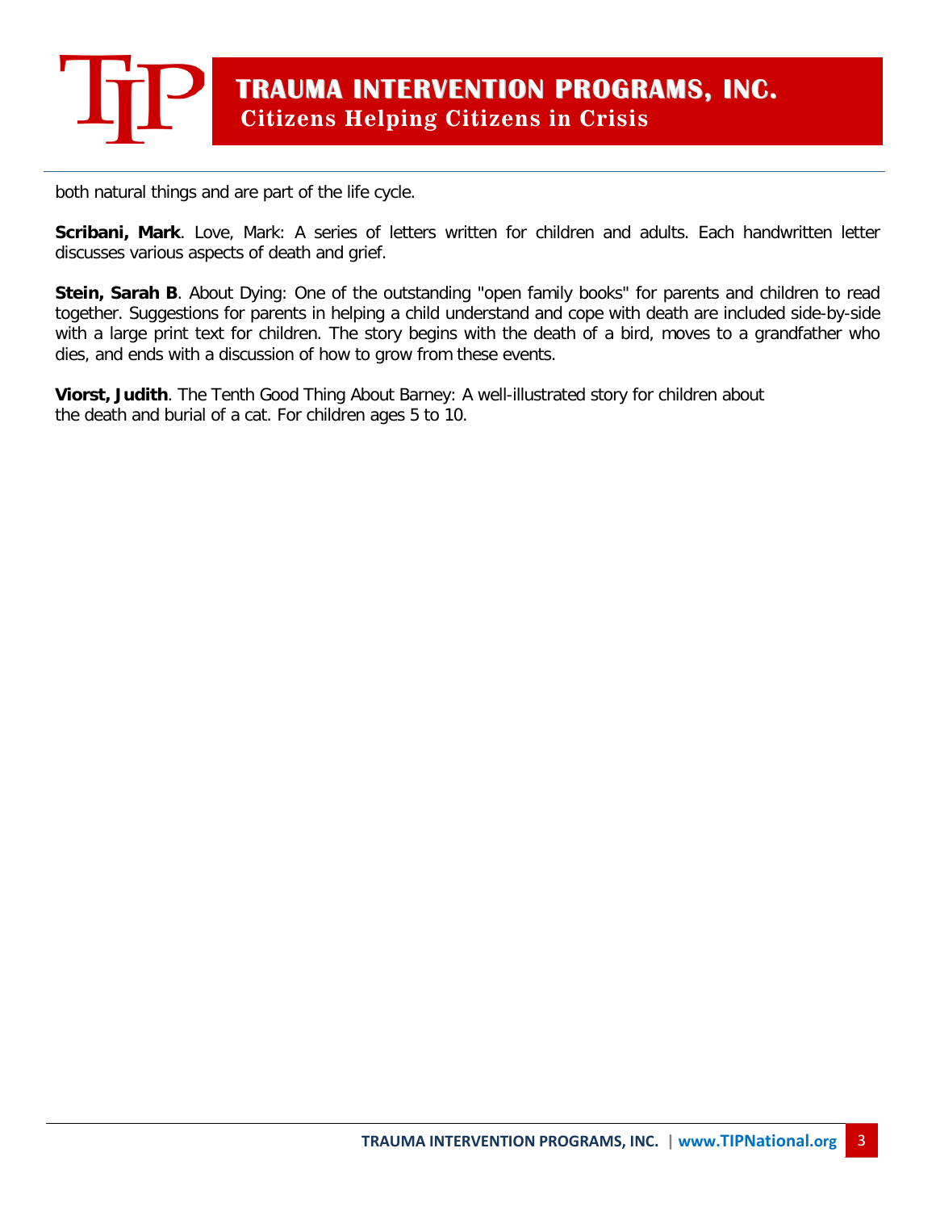both natural things and are part of the life cycle.

**Scribani, Mark**. Love, Mark: A series of letters written for children and adults. Each handwritten letter discusses various aspects of death and grief.

**Stein, Sarah B**. About Dying: One of the outstanding "open family books" for parents and children to read together. Suggestions for parents in helping a child understand and cope with death are included side-by-side with a large print text for children. The story begins with the death of a bird, moves to a grandfather who dies, and ends with a discussion of how to grow from these events.

**Viorst, Judith**. The Tenth Good Thing About Barney: A well-illustrated story for children about the death and burial of a cat. For children ages 5 to 10.